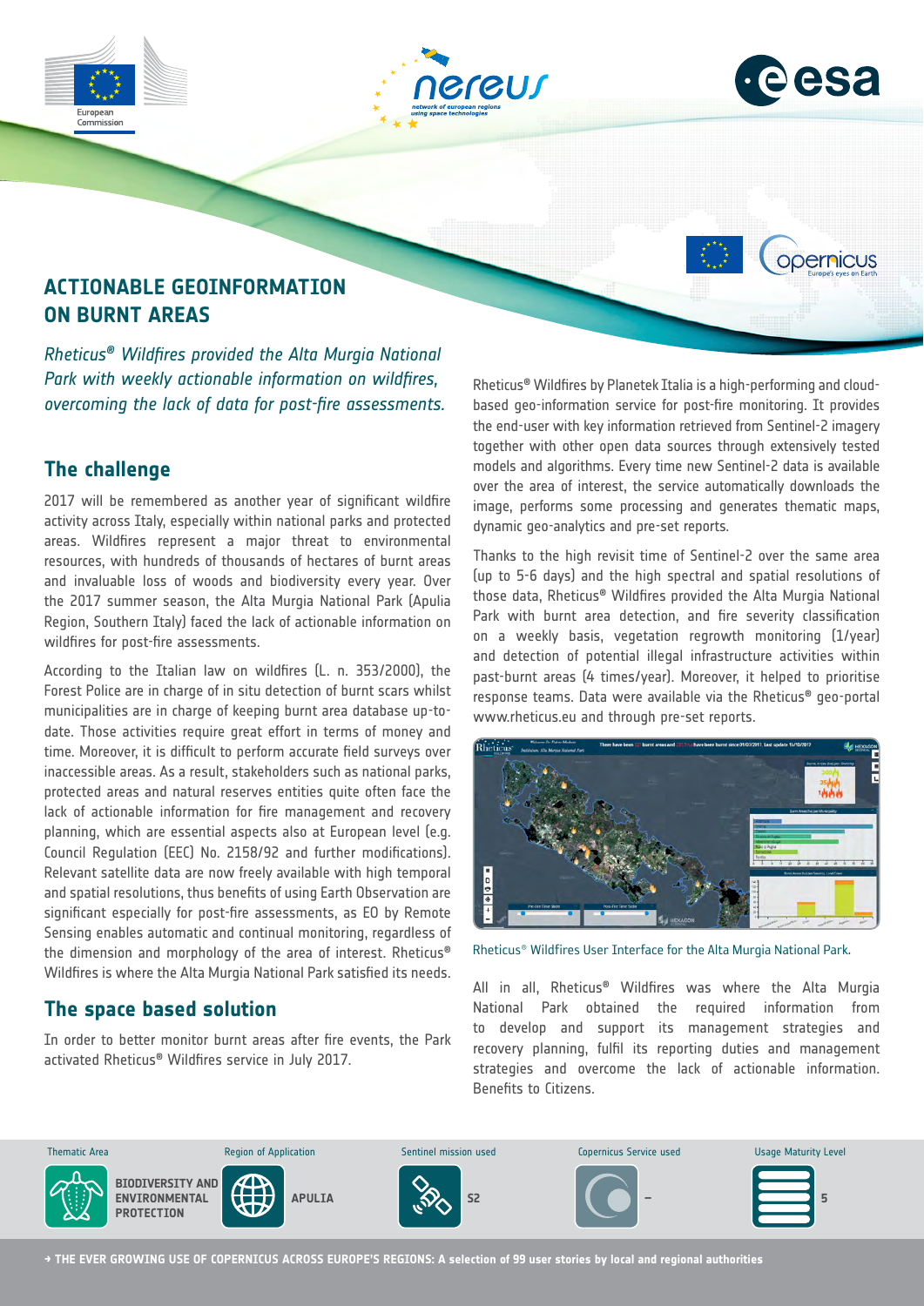# ACTIONABLE GEOINFORMATION ON BURNT AREAS

*Rheticus® Wildfires provided the Alta Murgia National Park with weekly actionable information on wildfires, overcoming the lack of data for post-fire assessments.*

## The challenge

2017 will be remembered as another year of significant wildfire activity across Italy, especially within national parks and protected areas. Wildfires represent a major threat to environmental resources, with hundreds of thousands of hectares of burnt areas and invaluable loss of woods and biodiversity every year. Over the 2017 summer season, the Alta Murgia National Park (Apulia Region, Southern Italy) faced the lack of actionable information on wildfires for post-fire assessments.

According to the Italian law on wildfires (L. n. 353/2000), the Forest Police are in charge of in situ detection of burnt scars whilst municipalities are in charge of keeping burnt area database up-to-date. Those activities require great effort in terms of money and time. Moreover, it is difficult to perform accurate field surveys over inaccessible areas. As a result, stakeholders such as national parks, protected areas and natural reserves entities quite often face the lack of actionable information for fire management and recovery planning, which are essential aspects also at European level (e.g. Council Regulation (EEC) No. 2158/92 and further modifications). Relevant satellite data are now freely available with high temporal and spatial resolutions, thus benefits of using Earth Observation are significant especially for post-fire assessments, as EO by Remote Sensing enables automatic and continual monitoring, regardless of the dimension and morphology of the area of interest. Rheticus® Wildfires is where the Alta Murgia National Park satisfied its needs.

## The space based solution

In order to better monitor burnt areas after fire events, the Park activated Rheticus® Wildfires service in July 2017.

Rheticus® Wildfires by Planetek Italia is a high-performing and cloud-based geo-information service for post-fire monitoring. It provides the end-user with key information retrieved from Sentinel-2 imagery together with other open data sources through extensively tested models and algorithms. Every time new Sentinel-2 data is available over the area of interest, the service automatically downloads the image, performs some processing and generates thematic maps, dynamic geo-analytics and pre-set reports.

Thanks to the high revisit time of Sentinel-2 over the same area (up to 5-6 days) and the high spectral and spatial resolutions of those data, Rheticus® Wildfires provided the Alta Murgia National Park with burnt area detection, and fire severity classification on a weekly basis, vegetation regrowth monitoring (1/year) and detection of potential illegal infrastructure activities within past-burnt areas (4 times/year). Moreover, it helped to prioritise response teams. Data were available via the Rheticus® geo-portal www.rheticus.eu and through pre-set reports.

Rheticus® Wildfires User Interface for the Alta Murgia National Park.

All in all, Rheticus® Wildfires was where the Alta Murgia National Park obtained the required information from to develop and support its management strategies and recovery planning, fulfil its reporting duties and management strategies and overcome the lack of actionable information. Benefits to Citizens.

| Thematic Area | Region of Application | Sentinel mission used | Copernicus Service used | Usage Maturity Level |
|---|---|---|---|---|
| BIODIVERSITY AND ENVIRONMENTAL PROTECTION | APULIA | S2 | – | 5 |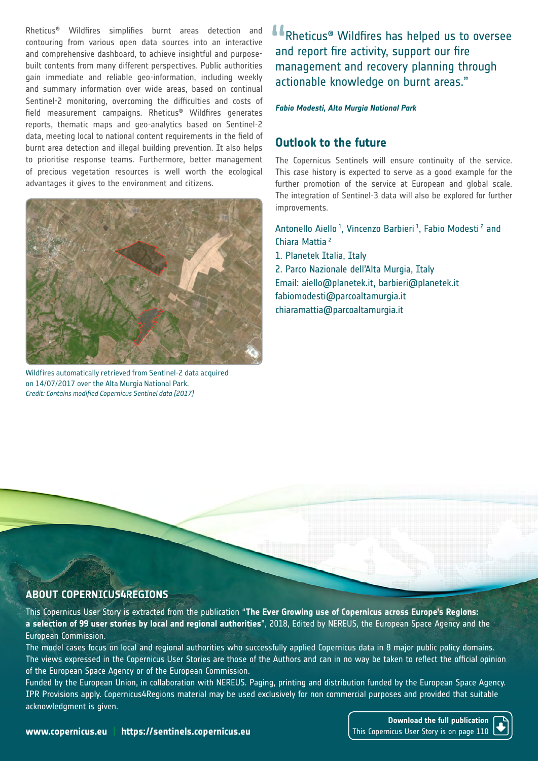Rheticus® Wildfires simplifies burnt areas detection and contouring from various open data sources into an interactive and comprehensive dashboard, to achieve insightful and purpose-built contents from many different perspectives. Public authorities gain immediate and reliable geo-information, including weekly and summary information over wide areas, based on continual Sentinel-2 monitoring, overcoming the difficulties and costs of field measurement campaigns. Rheticus® Wildfires generates reports, thematic maps and geo-analytics based on Sentinel-2 data, meeting local to national content requirements in the field of burnt area detection and illegal building prevention. It also helps to prioritise response teams. Furthermore, better management of precious vegetation resources is well worth the ecological advantages it gives to the environment and citizens.

Wildfires automatically retrieved from Sentinel-2 data acquired on 14/07/2017 over the Alta Murgia National Park.
*Credit: Contains modified Copernicus Sentinel data [2017]*

"Rheticus® Wildfires has helped us to oversee and report fire activity, support our fire management and recovery planning through actionable knowledge on burnt areas."

***Fabio Modesti, Alta Murgia National Park***

## Outlook to the future

The Copernicus Sentinels will ensure continuity of the service. This case history is expected to serve as a good example for the further promotion of the service at European and global scale. The integration of Sentinel-3 data will also be explored for further improvements.

Antonello Aiello [1], Vincenzo Barbieri [1], Fabio Modesti [2] and Chiara Mattia [2]
1. Planetek Italia, Italy
2. Parco Nazionale dell'Alta Murgia, Italy
Email: aiello@planetek.it, barbieri@planetek.it
fabiomodesti@parcoaltamurgia.it
chiaramattia@parcoaltamurgia.it

## ABOUT COPERNICUS4REGIONS

This Copernicus User Story is extracted from the publication "**The Ever Growing use of Copernicus across Europe's Regions: a selection of 99 user stories by local and regional authorities**", 2018, Edited by NEREUS, the European Space Agency and the European Commission.
The model cases focus on local and regional authorities who successfully applied Copernicus data in 8 major public policy domains. The views expressed in the Copernicus User Stories are those of the Authors and can in no way be taken to reflect the official opinion of the European Space Agency or of the European Commission.
Funded by the European Union, in collaboration with NEREUS. Paging, printing and distribution funded by the European Space Agency. IPR Provisions apply. Copernicus4Regions material may be used exclusively for non commercial purposes and provided that suitable acknowledgment is given.

**www.copernicus.eu** | **https://sentinels.copernicus.eu**

**Download the full publication**
This Copernicus User Story is on page 110